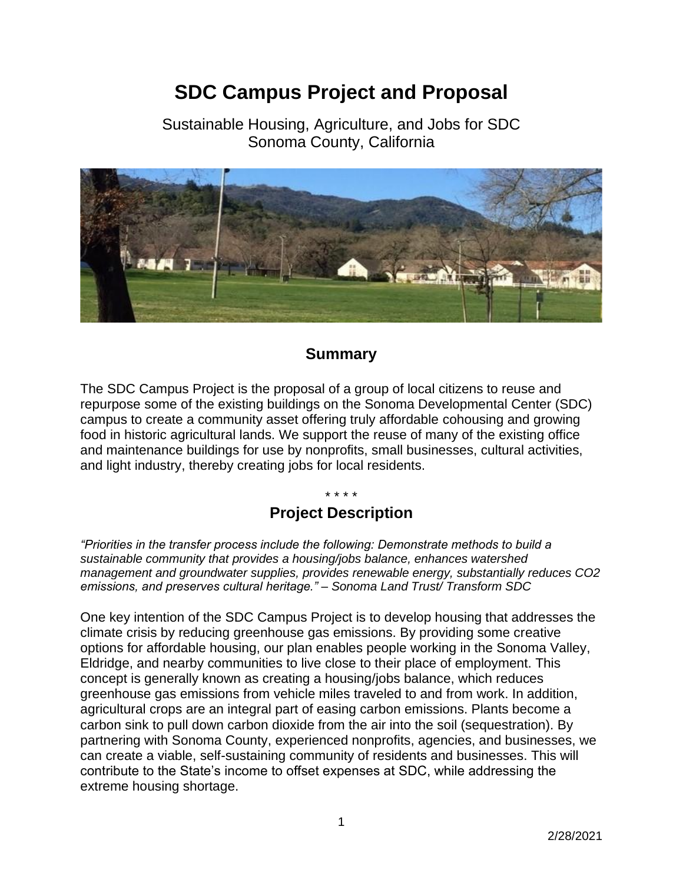# SDC Campus Project and Proposal

Sustainable Housing, Agriculture, and Jobs for SDC
Sonoma County, California

## Summary

The SDC Campus Project is the proposal of a group of local citizens to reuse and repurpose some of the existing buildings on the Sonoma Developmental Center (SDC) campus to create a community asset offering truly affordable cohousing and growing food in historic agricultural lands. We support the reuse of many of the existing office and maintenance buildings for use by nonprofits, small businesses, cultural activities, and light industry, thereby creating jobs for local residents.

\* \* \* \*

## Project Description

*"Priorities in the transfer process include the following: Demonstrate methods to build a sustainable community that provides a housing/jobs balance, enhances watershed management and groundwater supplies, provides renewable energy, substantially reduces CO2 emissions, and preserves cultural heritage." – Sonoma Land Trust/ Transform SDC*

One key intention of the SDC Campus Project is to develop housing that addresses the climate crisis by reducing greenhouse gas emissions. By providing some creative options for affordable housing, our plan enables people working in the Sonoma Valley, Eldridge, and nearby communities to live close to their place of employment. This concept is generally known as creating a housing/jobs balance, which reduces greenhouse gas emissions from vehicle miles traveled to and from work. In addition, agricultural crops are an integral part of easing carbon emissions. Plants become a carbon sink to pull down carbon dioxide from the air into the soil (sequestration). By partnering with Sonoma County, experienced nonprofits, agencies, and businesses, we can create a viable, self-sustaining community of residents and businesses. This will contribute to the State's income to offset expenses at SDC, while addressing the extreme housing shortage.

2/28/2021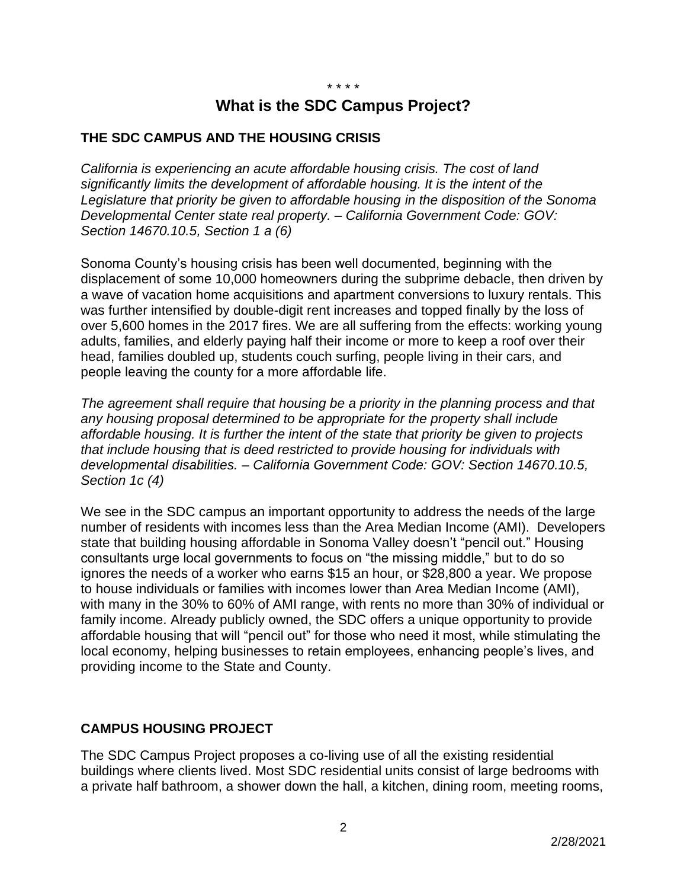\* \* \* \*

# What is the SDC Campus Project?

## THE SDC CAMPUS AND THE HOUSING CRISIS

*California is experiencing an acute affordable housing crisis. The cost of land significantly limits the development of affordable housing. It is the intent of the Legislature that priority be given to affordable housing in the disposition of the Sonoma Developmental Center state real property. – California Government Code: GOV: Section 14670.10.5, Section 1 a (6)*

Sonoma County's housing crisis has been well documented, beginning with the displacement of some 10,000 homeowners during the subprime debacle, then driven by a wave of vacation home acquisitions and apartment conversions to luxury rentals. This was further intensified by double-digit rent increases and topped finally by the loss of over 5,600 homes in the 2017 fires. We are all suffering from the effects: working young adults, families, and elderly paying half their income or more to keep a roof over their head, families doubled up, students couch surfing, people living in their cars, and people leaving the county for a more affordable life.

*The agreement shall require that housing be a priority in the planning process and that any housing proposal determined to be appropriate for the property shall include affordable housing. It is further the intent of the state that priority be given to projects that include housing that is deed restricted to provide housing for individuals with developmental disabilities. – California Government Code: GOV: Section 14670.10.5, Section 1c (4)*

We see in the SDC campus an important opportunity to address the needs of the large number of residents with incomes less than the Area Median Income (AMI). Developers state that building housing affordable in Sonoma Valley doesn't "pencil out." Housing consultants urge local governments to focus on "the missing middle," but to do so ignores the needs of a worker who earns $15 an hour, or $28,800 a year. We propose to house individuals or families with incomes lower than Area Median Income (AMI), with many in the 30% to 60% of AMI range, with rents no more than 30% of individual or family income. Already publicly owned, the SDC offers a unique opportunity to provide affordable housing that will "pencil out" for those who need it most, while stimulating the local economy, helping businesses to retain employees, enhancing people's lives, and providing income to the State and County.

## CAMPUS HOUSING PROJECT

The SDC Campus Project proposes a co-living use of all the existing residential buildings where clients lived. Most SDC residential units consist of large bedrooms with a private half bathroom, a shower down the hall, a kitchen, dining room, meeting rooms,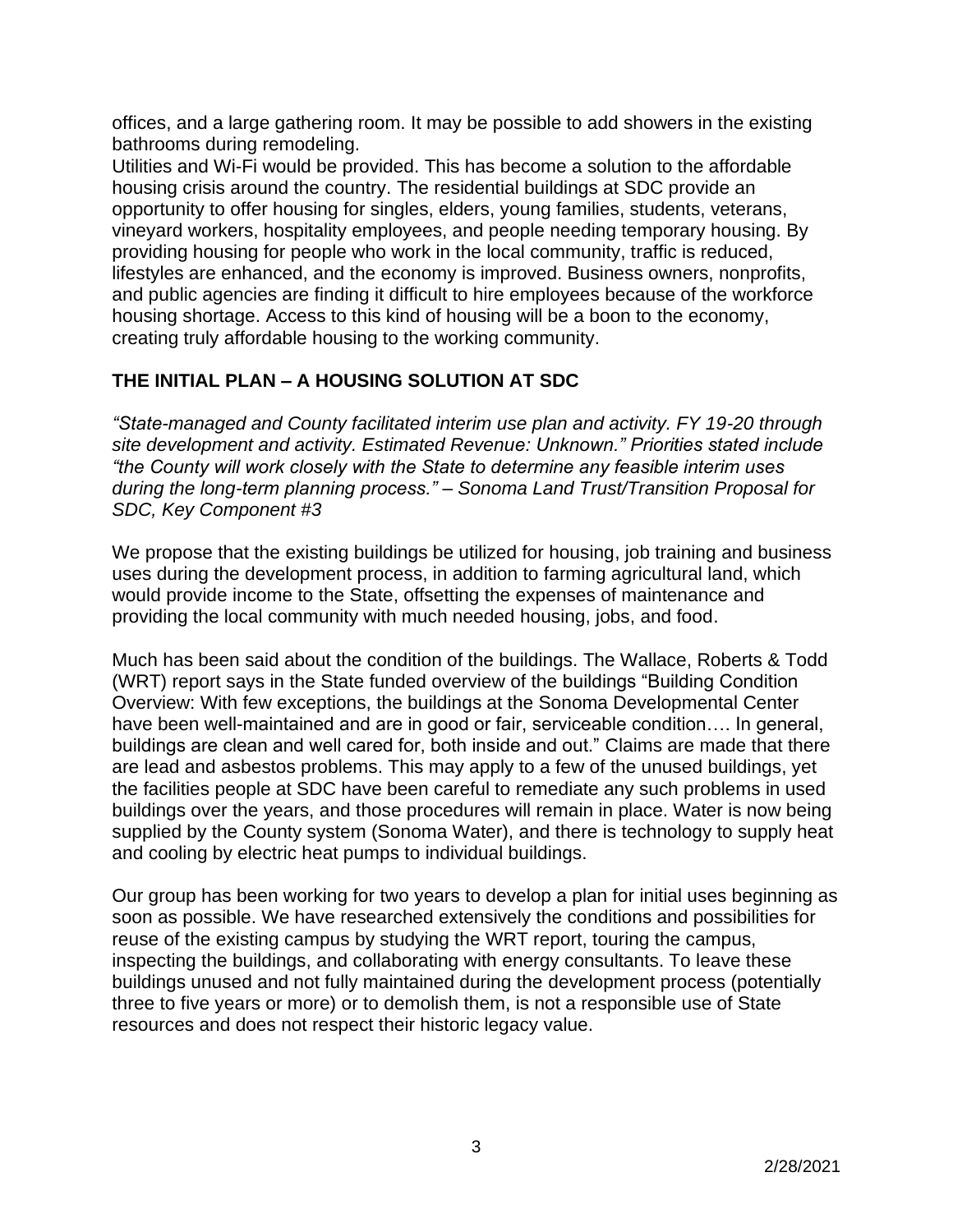offices, and a large gathering room. It may be possible to add showers in the existing bathrooms during remodeling.

Utilities and Wi-Fi would be provided. This has become a solution to the affordable housing crisis around the country. The residential buildings at SDC provide an opportunity to offer housing for singles, elders, young families, students, veterans, vineyard workers, hospitality employees, and people needing temporary housing. By providing housing for people who work in the local community, traffic is reduced, lifestyles are enhanced, and the economy is improved. Business owners, nonprofits, and public agencies are finding it difficult to hire employees because of the workforce housing shortage. Access to this kind of housing will be a boon to the economy, creating truly affordable housing to the working community.

## THE INITIAL PLAN – A HOUSING SOLUTION AT SDC

*"State-managed and County facilitated interim use plan and activity. FY 19-20 through site development and activity. Estimated Revenue: Unknown." Priorities stated include "the County will work closely with the State to determine any feasible interim uses during the long-term planning process." – Sonoma Land Trust/Transition Proposal for SDC, Key Component #3*

We propose that the existing buildings be utilized for housing, job training and business uses during the development process, in addition to farming agricultural land, which would provide income to the State, offsetting the expenses of maintenance and providing the local community with much needed housing, jobs, and food.

Much has been said about the condition of the buildings. The Wallace, Roberts & Todd (WRT) report says in the State funded overview of the buildings "Building Condition Overview: With few exceptions, the buildings at the Sonoma Developmental Center have been well-maintained and are in good or fair, serviceable condition…. In general, buildings are clean and well cared for, both inside and out." Claims are made that there are lead and asbestos problems. This may apply to a few of the unused buildings, yet the facilities people at SDC have been careful to remediate any such problems in used buildings over the years, and those procedures will remain in place. Water is now being supplied by the County system (Sonoma Water), and there is technology to supply heat and cooling by electric heat pumps to individual buildings.

Our group has been working for two years to develop a plan for initial uses beginning as soon as possible. We have researched extensively the conditions and possibilities for reuse of the existing campus by studying the WRT report, touring the campus, inspecting the buildings, and collaborating with energy consultants. To leave these buildings unused and not fully maintained during the development process (potentially three to five years or more) or to demolish them, is not a responsible use of State resources and does not respect their historic legacy value.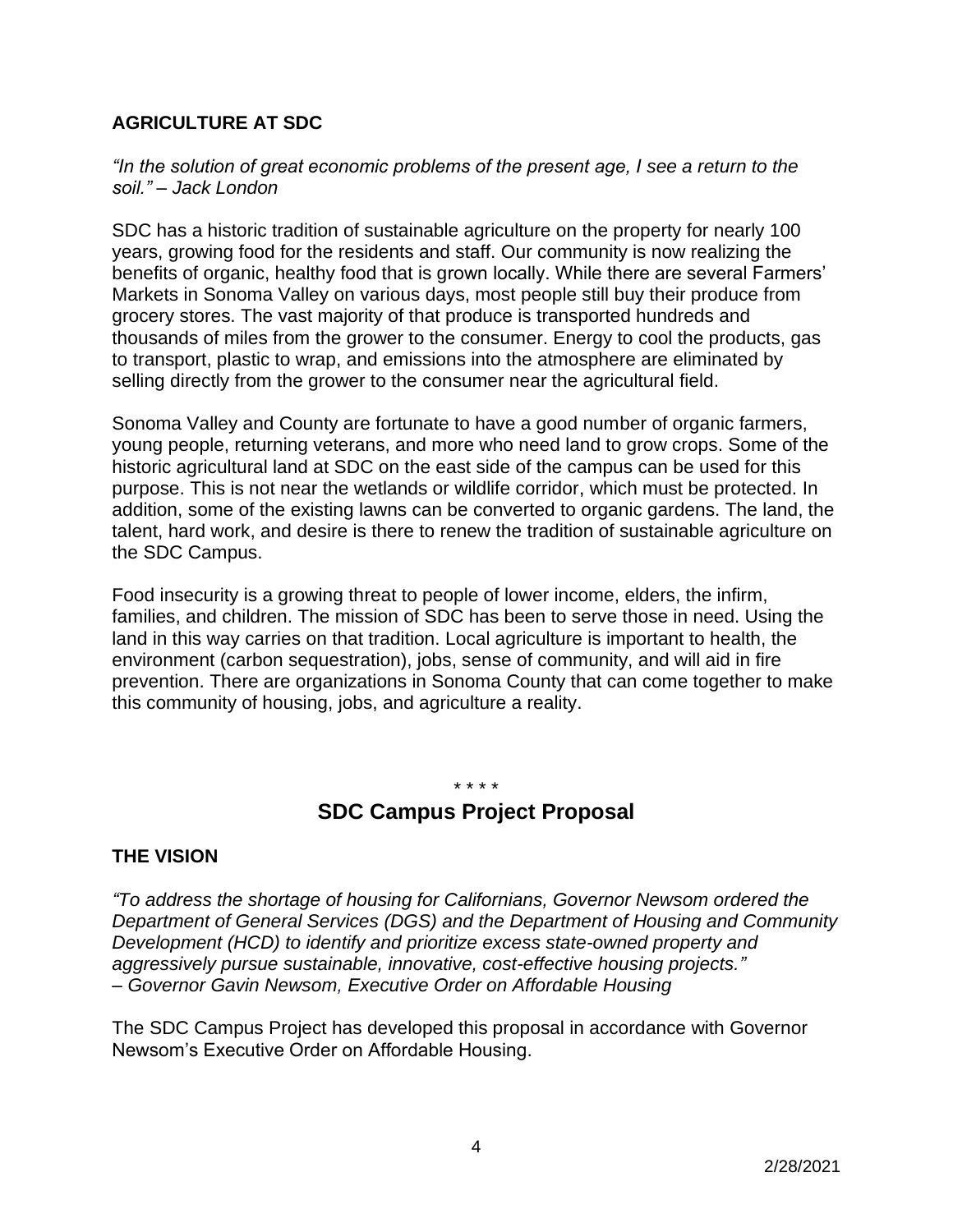## AGRICULTURE AT SDC

*"In the solution of great economic problems of the present age, I see a return to the soil." – Jack London*

SDC has a historic tradition of sustainable agriculture on the property for nearly 100 years, growing food for the residents and staff. Our community is now realizing the benefits of organic, healthy food that is grown locally. While there are several Farmers' Markets in Sonoma Valley on various days, most people still buy their produce from grocery stores. The vast majority of that produce is transported hundreds and thousands of miles from the grower to the consumer. Energy to cool the products, gas to transport, plastic to wrap, and emissions into the atmosphere are eliminated by selling directly from the grower to the consumer near the agricultural field.

Sonoma Valley and County are fortunate to have a good number of organic farmers, young people, returning veterans, and more who need land to grow crops. Some of the historic agricultural land at SDC on the east side of the campus can be used for this purpose. This is not near the wetlands or wildlife corridor, which must be protected. In addition, some of the existing lawns can be converted to organic gardens. The land, the talent, hard work, and desire is there to renew the tradition of sustainable agriculture on the SDC Campus.

Food insecurity is a growing threat to people of lower income, elders, the infirm, families, and children. The mission of SDC has been to serve those in need. Using the land in this way carries on that tradition. Local agriculture is important to health, the environment (carbon sequestration), jobs, sense of community, and will aid in fire prevention. There are organizations in Sonoma County that can come together to make this community of housing, jobs, and agriculture a reality.

\* \* \* \*

# SDC Campus Project Proposal

## THE VISION

*"To address the shortage of housing for Californians, Governor Newsom ordered the Department of General Services (DGS) and the Department of Housing and Community Development (HCD) to identify and prioritize excess state-owned property and aggressively pursue sustainable, innovative, cost-effective housing projects."*
*– Governor Gavin Newsom, Executive Order on Affordable Housing*

The SDC Campus Project has developed this proposal in accordance with Governor Newsom's Executive Order on Affordable Housing.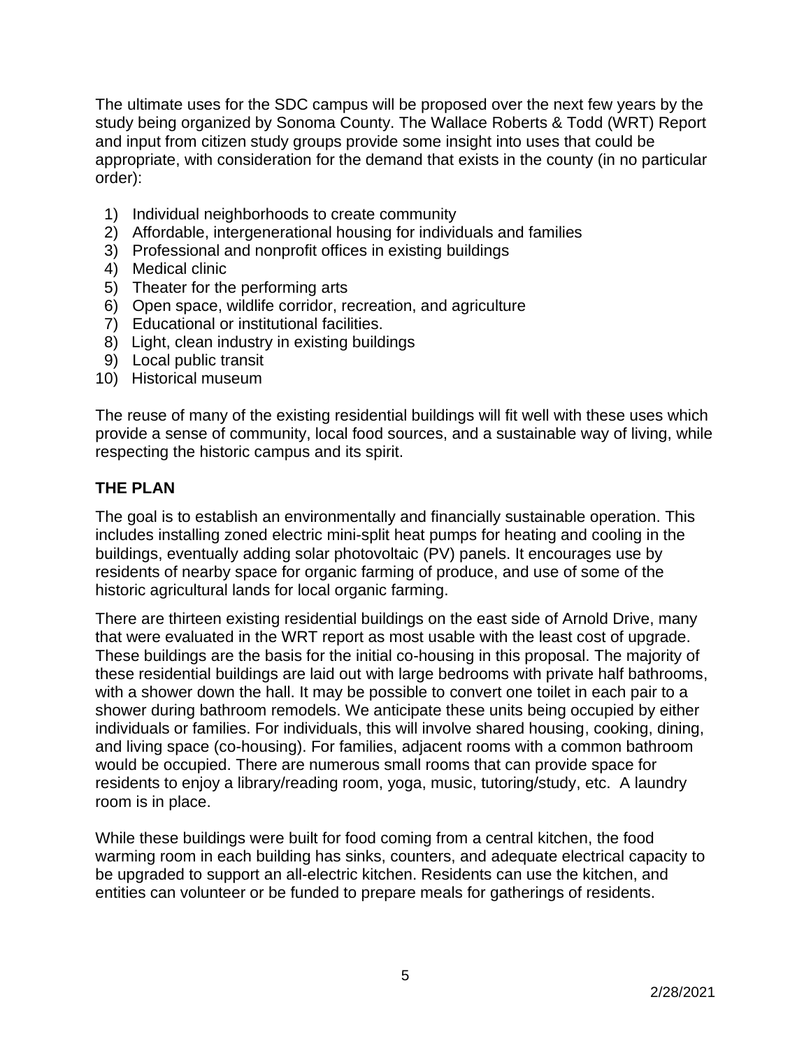The ultimate uses for the SDC campus will be proposed over the next few years by the study being organized by Sonoma County. The Wallace Roberts & Todd (WRT) Report and input from citizen study groups provide some insight into uses that could be appropriate, with consideration for the demand that exists in the county (in no particular order):

1) Individual neighborhoods to create community
2) Affordable, intergenerational housing for individuals and families
3) Professional and nonprofit offices in existing buildings
4) Medical clinic
5) Theater for the performing arts
6) Open space, wildlife corridor, recreation, and agriculture
7) Educational or institutional facilities.
8) Light, clean industry in existing buildings
9) Local public transit
10) Historical museum

The reuse of many of the existing residential buildings will fit well with these uses which provide a sense of community, local food sources, and a sustainable way of living, while respecting the historic campus and its spirit.

## THE PLAN

The goal is to establish an environmentally and financially sustainable operation. This includes installing zoned electric mini-split heat pumps for heating and cooling in the buildings, eventually adding solar photovoltaic (PV) panels. It encourages use by residents of nearby space for organic farming of produce, and use of some of the historic agricultural lands for local organic farming.

There are thirteen existing residential buildings on the east side of Arnold Drive, many that were evaluated in the WRT report as most usable with the least cost of upgrade. These buildings are the basis for the initial co-housing in this proposal. The majority of these residential buildings are laid out with large bedrooms with private half bathrooms, with a shower down the hall. It may be possible to convert one toilet in each pair to a shower during bathroom remodels. We anticipate these units being occupied by either individuals or families. For individuals, this will involve shared housing, cooking, dining, and living space (co-housing). For families, adjacent rooms with a common bathroom would be occupied. There are numerous small rooms that can provide space for residents to enjoy a library/reading room, yoga, music, tutoring/study, etc. A laundry room is in place.

While these buildings were built for food coming from a central kitchen, the food warming room in each building has sinks, counters, and adequate electrical capacity to be upgraded to support an all-electric kitchen. Residents can use the kitchen, and entities can volunteer or be funded to prepare meals for gatherings of residents.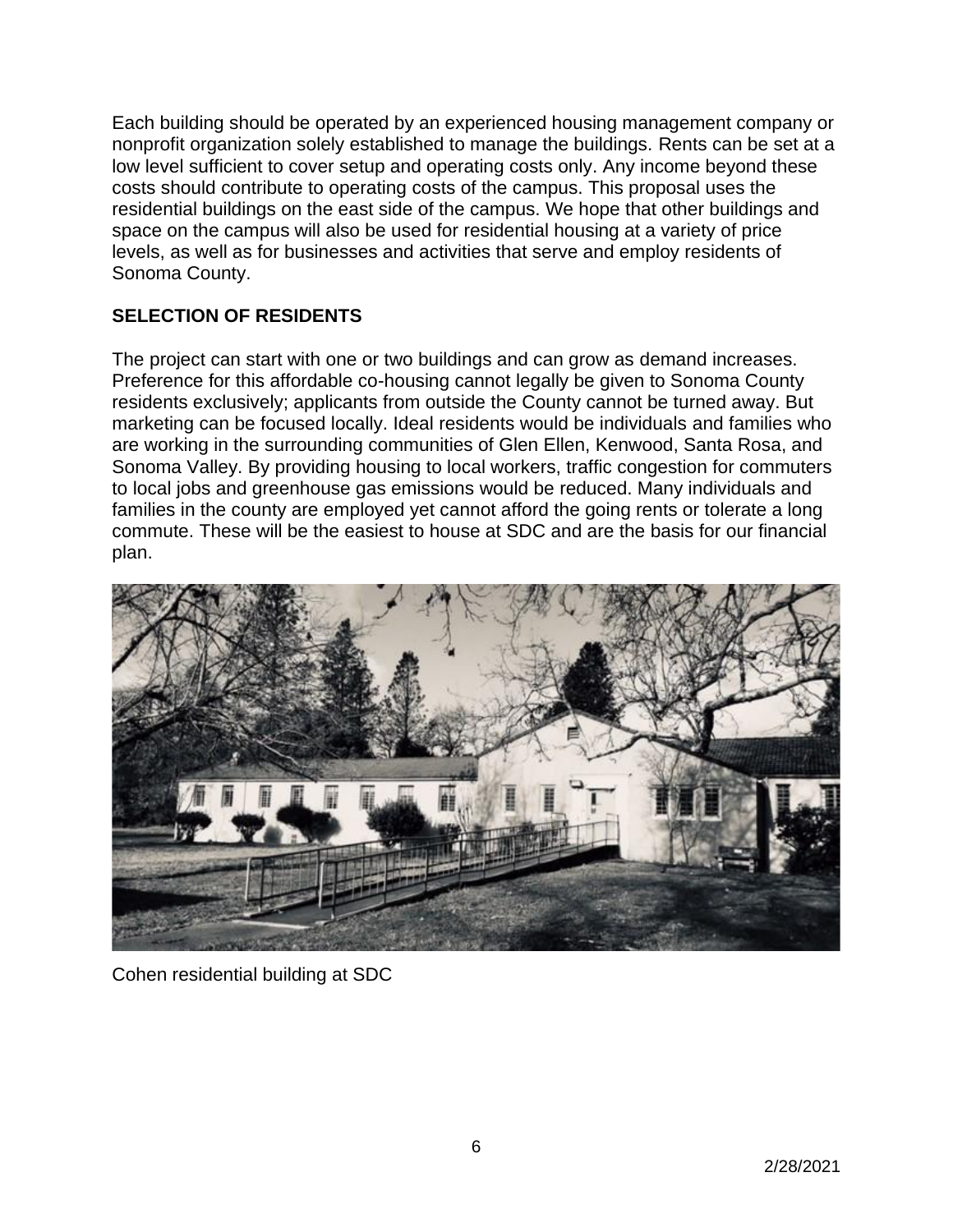Each building should be operated by an experienced housing management company or nonprofit organization solely established to manage the buildings. Rents can be set at a low level sufficient to cover setup and operating costs only. Any income beyond these costs should contribute to operating costs of the campus. This proposal uses the residential buildings on the east side of the campus. We hope that other buildings and space on the campus will also be used for residential housing at a variety of price levels, as well as for businesses and activities that serve and employ residents of Sonoma County.

## SELECTION OF RESIDENTS

The project can start with one or two buildings and can grow as demand increases. Preference for this affordable co-housing cannot legally be given to Sonoma County residents exclusively; applicants from outside the County cannot be turned away. But marketing can be focused locally. Ideal residents would be individuals and families who are working in the surrounding communities of Glen Ellen, Kenwood, Santa Rosa, and Sonoma Valley. By providing housing to local workers, traffic congestion for commuters to local jobs and greenhouse gas emissions would be reduced. Many individuals and families in the county are employed yet cannot afford the going rents or tolerate a long commute. These will be the easiest to house at SDC and are the basis for our financial plan.

Cohen residential building at SDC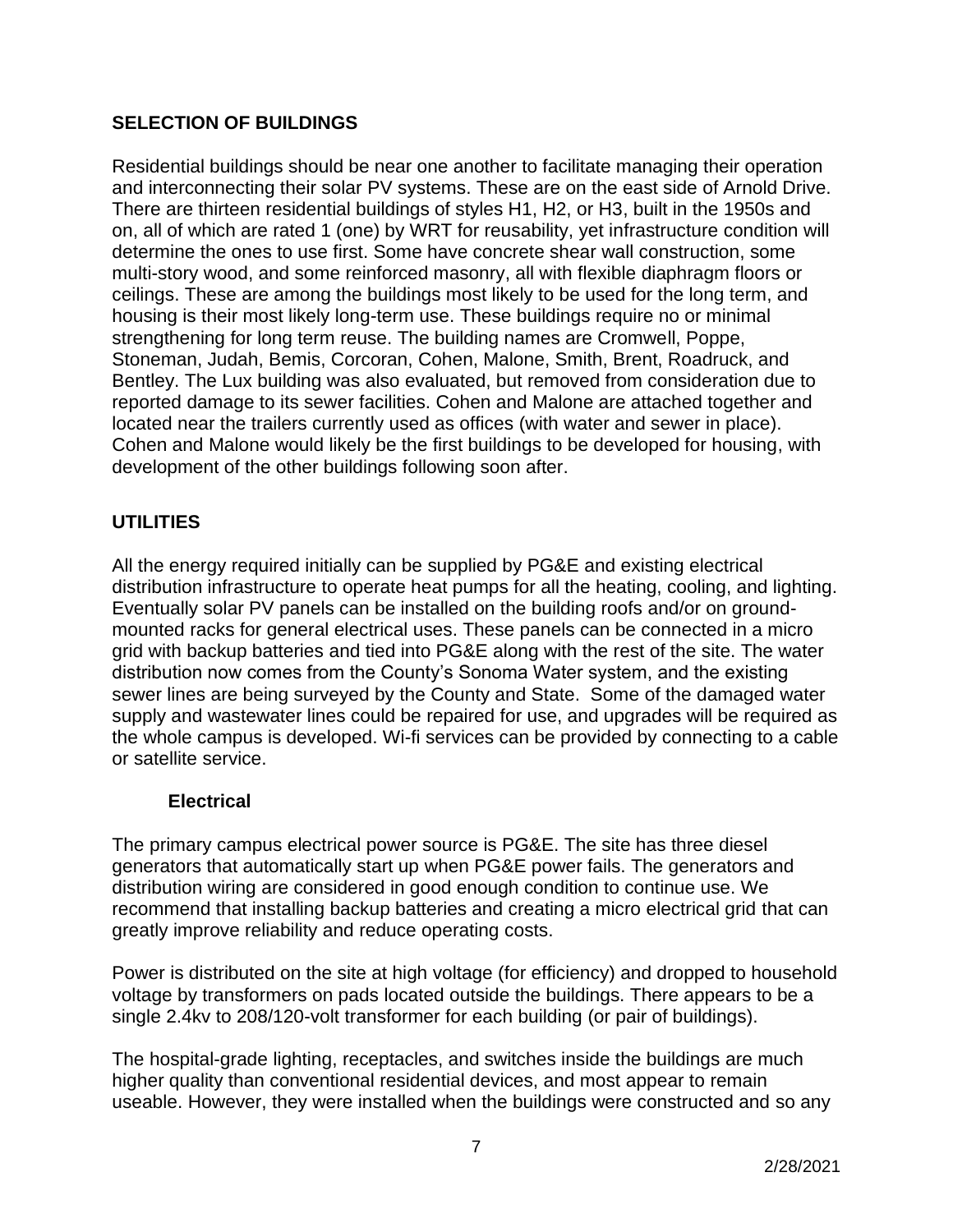## SELECTION OF BUILDINGS

Residential buildings should be near one another to facilitate managing their operation and interconnecting their solar PV systems. These are on the east side of Arnold Drive. There are thirteen residential buildings of styles H1, H2, or H3, built in the 1950s and on, all of which are rated 1 (one) by WRT for reusability, yet infrastructure condition will determine the ones to use first. Some have concrete shear wall construction, some multi-story wood, and some reinforced masonry, all with flexible diaphragm floors or ceilings. These are among the buildings most likely to be used for the long term, and housing is their most likely long-term use. These buildings require no or minimal strengthening for long term reuse. The building names are Cromwell, Poppe, Stoneman, Judah, Bemis, Corcoran, Cohen, Malone, Smith, Brent, Roadruck, and Bentley. The Lux building was also evaluated, but removed from consideration due to reported damage to its sewer facilities. Cohen and Malone are attached together and located near the trailers currently used as offices (with water and sewer in place). Cohen and Malone would likely be the first buildings to be developed for housing, with development of the other buildings following soon after.

## UTILITIES

All the energy required initially can be supplied by PG&E and existing electrical distribution infrastructure to operate heat pumps for all the heating, cooling, and lighting. Eventually solar PV panels can be installed on the building roofs and/or on ground-mounted racks for general electrical uses. These panels can be connected in a micro grid with backup batteries and tied into PG&E along with the rest of the site. The water distribution now comes from the County's Sonoma Water system, and the existing sewer lines are being surveyed by the County and State. Some of the damaged water supply and wastewater lines could be repaired for use, and upgrades will be required as the whole campus is developed. Wi-fi services can be provided by connecting to a cable or satellite service.

### Electrical

The primary campus electrical power source is PG&E. The site has three diesel generators that automatically start up when PG&E power fails. The generators and distribution wiring are considered in good enough condition to continue use. We recommend that installing backup batteries and creating a micro electrical grid that can greatly improve reliability and reduce operating costs.

Power is distributed on the site at high voltage (for efficiency) and dropped to household voltage by transformers on pads located outside the buildings. There appears to be a single 2.4kv to 208/120-volt transformer for each building (or pair of buildings).

The hospital-grade lighting, receptacles, and switches inside the buildings are much higher quality than conventional residential devices, and most appear to remain useable. However, they were installed when the buildings were constructed and so any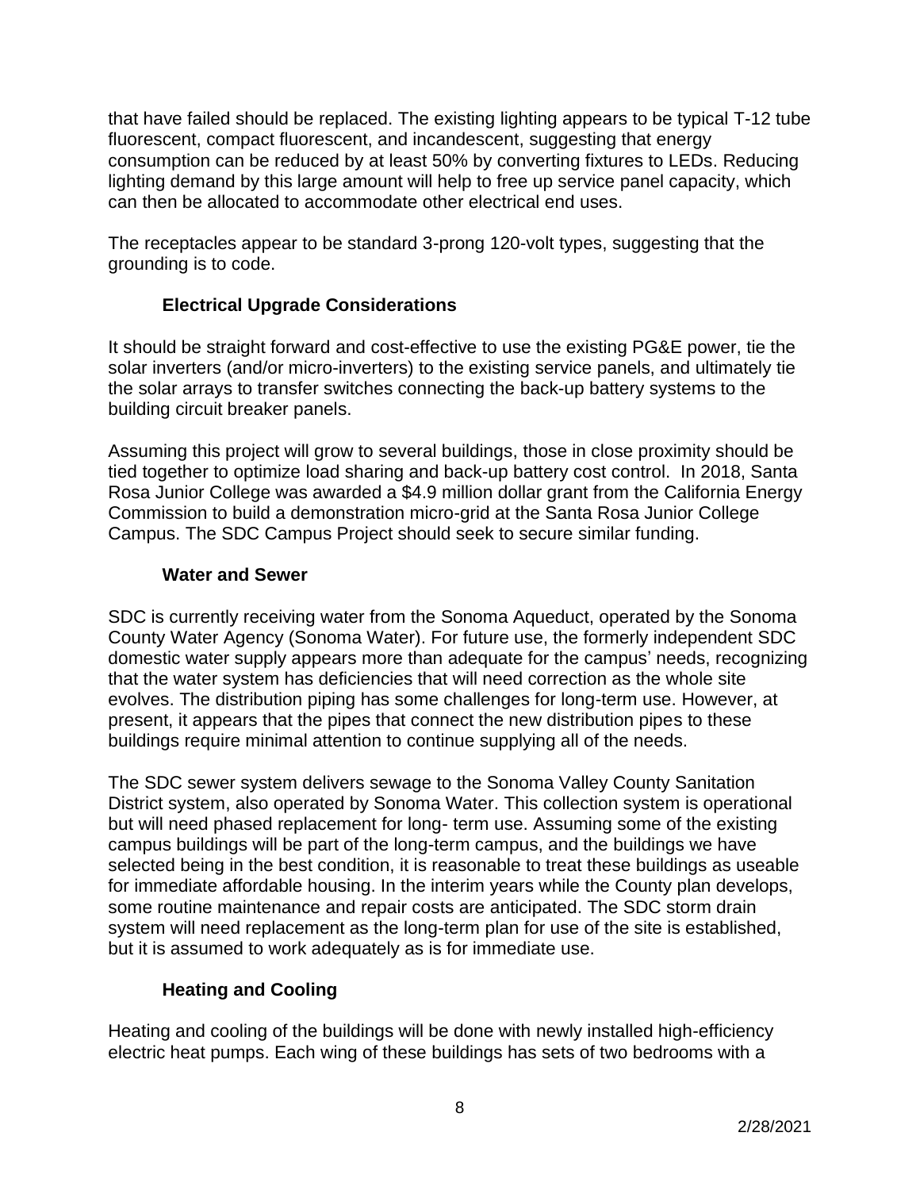that have failed should be replaced. The existing lighting appears to be typical T-12 tube fluorescent, compact fluorescent, and incandescent, suggesting that energy consumption can be reduced by at least 50% by converting fixtures to LEDs. Reducing lighting demand by this large amount will help to free up service panel capacity, which can then be allocated to accommodate other electrical end uses.

The receptacles appear to be standard 3-prong 120-volt types, suggesting that the grounding is to code.

### Electrical Upgrade Considerations

It should be straight forward and cost-effective to use the existing PG&E power, tie the solar inverters (and/or micro-inverters) to the existing service panels, and ultimately tie the solar arrays to transfer switches connecting the back-up battery systems to the building circuit breaker panels.

Assuming this project will grow to several buildings, those in close proximity should be tied together to optimize load sharing and back-up battery cost control. In 2018, Santa Rosa Junior College was awarded a $4.9 million dollar grant from the California Energy Commission to build a demonstration micro-grid at the Santa Rosa Junior College Campus. The SDC Campus Project should seek to secure similar funding.

### Water and Sewer

SDC is currently receiving water from the Sonoma Aqueduct, operated by the Sonoma County Water Agency (Sonoma Water). For future use, the formerly independent SDC domestic water supply appears more than adequate for the campus' needs, recognizing that the water system has deficiencies that will need correction as the whole site evolves. The distribution piping has some challenges for long-term use. However, at present, it appears that the pipes that connect the new distribution pipes to these buildings require minimal attention to continue supplying all of the needs.

The SDC sewer system delivers sewage to the Sonoma Valley County Sanitation District system, also operated by Sonoma Water. This collection system is operational but will need phased replacement for long- term use. Assuming some of the existing campus buildings will be part of the long-term campus, and the buildings we have selected being in the best condition, it is reasonable to treat these buildings as useable for immediate affordable housing. In the interim years while the County plan develops, some routine maintenance and repair costs are anticipated. The SDC storm drain system will need replacement as the long-term plan for use of the site is established, but it is assumed to work adequately as is for immediate use.

### Heating and Cooling

Heating and cooling of the buildings will be done with newly installed high-efficiency electric heat pumps. Each wing of these buildings has sets of two bedrooms with a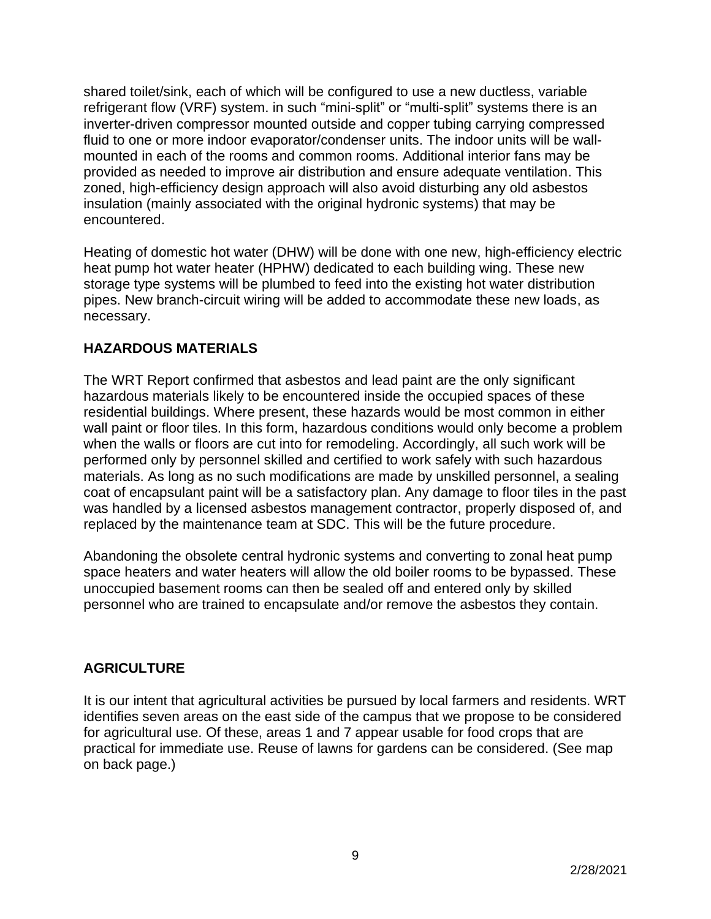shared toilet/sink, each of which will be configured to use a new ductless, variable refrigerant flow (VRF) system. in such “mini-split” or “multi-split” systems there is an inverter-driven compressor mounted outside and copper tubing carrying compressed fluid to one or more indoor evaporator/condenser units. The indoor units will be wall-mounted in each of the rooms and common rooms. Additional interior fans may be provided as needed to improve air distribution and ensure adequate ventilation. This zoned, high-efficiency design approach will also avoid disturbing any old asbestos insulation (mainly associated with the original hydronic systems) that may be encountered.

Heating of domestic hot water (DHW) will be done with one new, high-efficiency electric heat pump hot water heater (HPHW) dedicated to each building wing. These new storage type systems will be plumbed to feed into the existing hot water distribution pipes. New branch-circuit wiring will be added to accommodate these new loads, as necessary.

## HAZARDOUS MATERIALS

The WRT Report confirmed that asbestos and lead paint are the only significant hazardous materials likely to be encountered inside the occupied spaces of these residential buildings. Where present, these hazards would be most common in either wall paint or floor tiles. In this form, hazardous conditions would only become a problem when the walls or floors are cut into for remodeling. Accordingly, all such work will be performed only by personnel skilled and certified to work safely with such hazardous materials. As long as no such modifications are made by unskilled personnel, a sealing coat of encapsulant paint will be a satisfactory plan. Any damage to floor tiles in the past was handled by a licensed asbestos management contractor, properly disposed of, and replaced by the maintenance team at SDC. This will be the future procedure.

Abandoning the obsolete central hydronic systems and converting to zonal heat pump space heaters and water heaters will allow the old boiler rooms to be bypassed. These unoccupied basement rooms can then be sealed off and entered only by skilled personnel who are trained to encapsulate and/or remove the asbestos they contain.

## AGRICULTURE

It is our intent that agricultural activities be pursued by local farmers and residents. WRT identifies seven areas on the east side of the campus that we propose to be considered for agricultural use. Of these, areas 1 and 7 appear usable for food crops that are practical for immediate use. Reuse of lawns for gardens can be considered. (See map on back page.)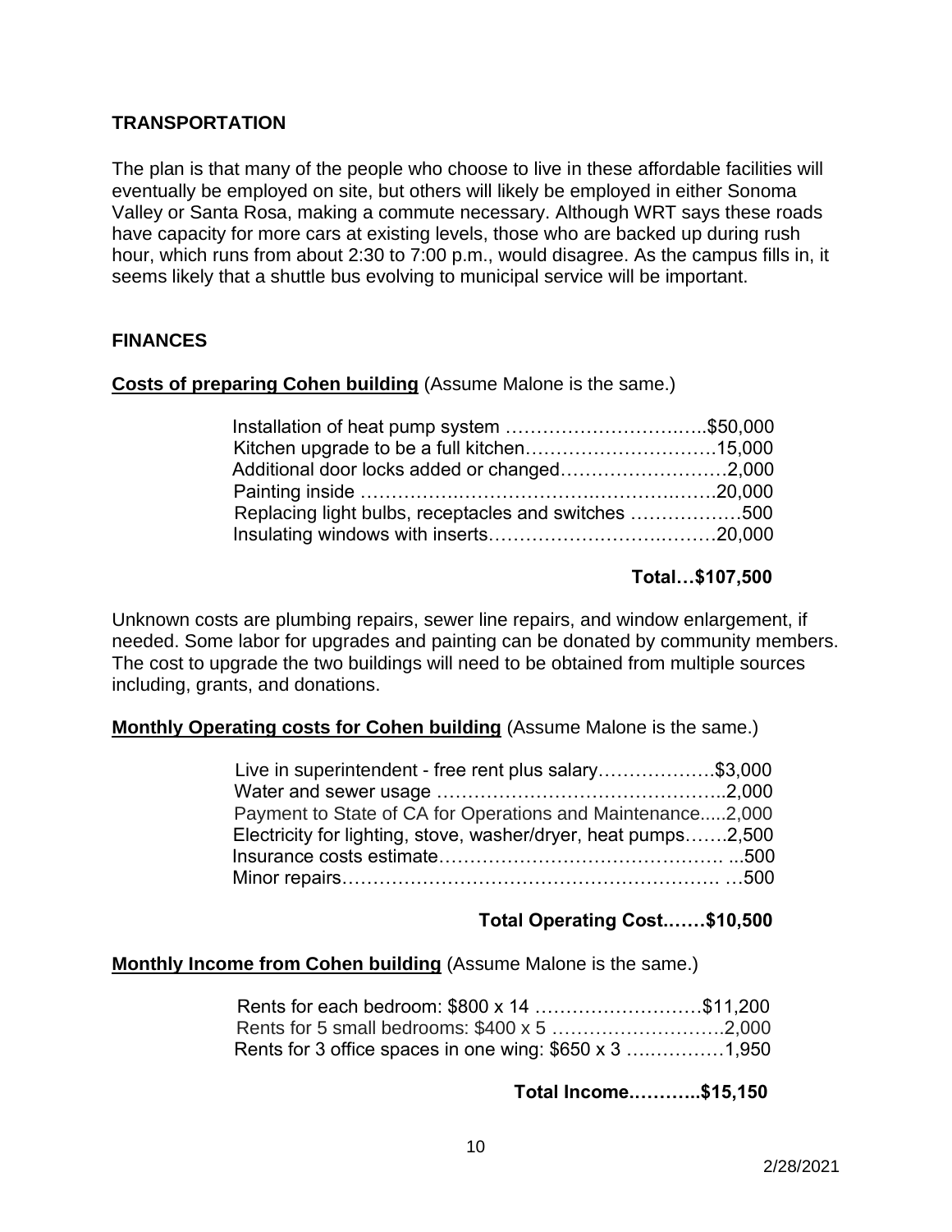## TRANSPORTATION

The plan is that many of the people who choose to live in these affordable facilities will eventually be employed on site, but others will likely be employed in either Sonoma Valley or Santa Rosa, making a commute necessary. Although WRT says these roads have capacity for more cars at existing levels, those who are backed up during rush hour, which runs from about 2:30 to 7:00 p.m., would disagree. As the campus fills in, it seems likely that a shuttle bus evolving to municipal service will be important.

## FINANCES

**Costs of preparing Cohen building** (Assume Malone is the same.)

| Item | Cost |
|---|---|
| Installation of heat pump system | $50,000 |
| Kitchen upgrade to be a full kitchen | 15,000 |
| Additional door locks added or changed | 2,000 |
| Painting inside | 20,000 |
| Replacing light bulbs, receptacles and switches | 500 |
| Insulating windows with inserts | 20,000 |
| **Total** | **$107,500** |

Unknown costs are plumbing repairs, sewer line repairs, and window enlargement, if needed. Some labor for upgrades and painting can be donated by community members. The cost to upgrade the two buildings will need to be obtained from multiple sources including, grants, and donations.

**Monthly Operating costs for Cohen building** (Assume Malone is the same.)

| Item | Cost |
|---|---|
| Live in superintendent - free rent plus salary | $3,000 |
| Water and sewer usage | 2,000 |
| Payment to State of CA for Operations and Maintenance | 2,000 |
| Electricity for lighting, stove, washer/dryer, heat pumps | 2,500 |
| Insurance costs estimate | 500 |
| Minor repairs | 500 |
| **Total Operating Cost** | **$10,500** |

**Monthly Income from Cohen building** (Assume Malone is the same.)

| Item | Income |
|---|---|
| Rents for each bedroom: $800 x 14 | $11,200 |
| Rents for 5 small bedrooms: $400 x 5 | 2,000 |
| Rents for 3 office spaces in one wing: $650 x 3 | 1,950 |
| **Total Income** | **$15,150** |

2/28/2021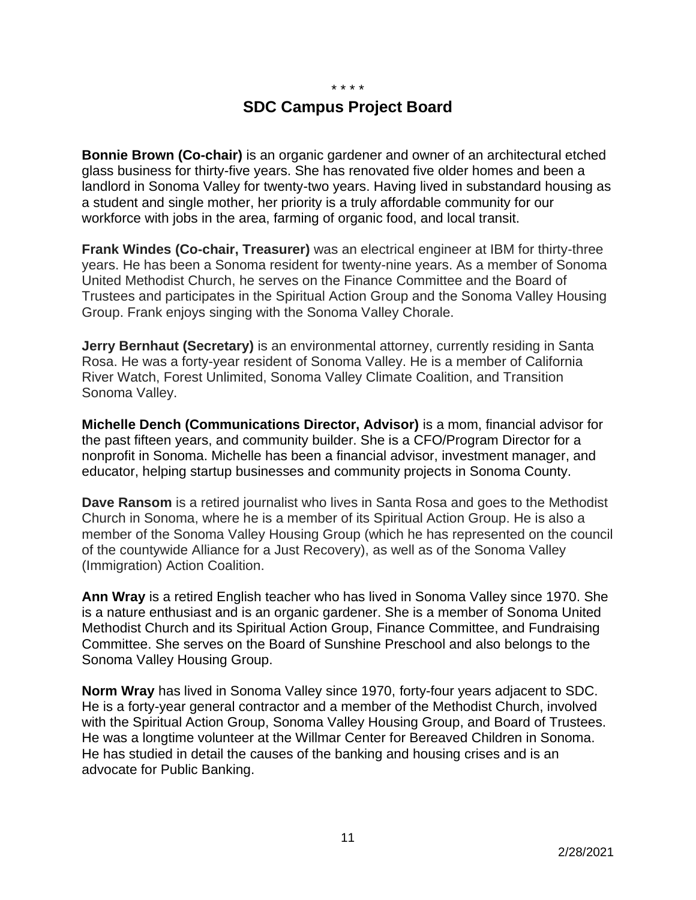\* \* \* \*

## SDC Campus Project Board

**Bonnie Brown (Co-chair)** is an organic gardener and owner of an architectural etched glass business for thirty-five years. She has renovated five older homes and been a landlord in Sonoma Valley for twenty-two years. Having lived in substandard housing as a student and single mother, her priority is a truly affordable community for our workforce with jobs in the area, farming of organic food, and local transit.

**Frank Windes (Co-chair, Treasurer)** was an electrical engineer at IBM for thirty-three years. He has been a Sonoma resident for twenty-nine years. As a member of Sonoma United Methodist Church, he serves on the Finance Committee and the Board of Trustees and participates in the Spiritual Action Group and the Sonoma Valley Housing Group. Frank enjoys singing with the Sonoma Valley Chorale.

**Jerry Bernhaut (Secretary)** is an environmental attorney, currently residing in Santa Rosa. He was a forty-year resident of Sonoma Valley. He is a member of California River Watch, Forest Unlimited, Sonoma Valley Climate Coalition, and Transition Sonoma Valley.

**Michelle Dench (Communications Director, Advisor)** is a mom, financial advisor for the past fifteen years, and community builder. She is a CFO/Program Director for a nonprofit in Sonoma. Michelle has been a financial advisor, investment manager, and educator, helping startup businesses and community projects in Sonoma County.

**Dave Ransom** is a retired journalist who lives in Santa Rosa and goes to the Methodist Church in Sonoma, where he is a member of its Spiritual Action Group. He is also a member of the Sonoma Valley Housing Group (which he has represented on the council of the countywide Alliance for a Just Recovery), as well as of the Sonoma Valley (Immigration) Action Coalition.

**Ann Wray** is a retired English teacher who has lived in Sonoma Valley since 1970. She is a nature enthusiast and is an organic gardener. She is a member of Sonoma United Methodist Church and its Spiritual Action Group, Finance Committee, and Fundraising Committee. She serves on the Board of Sunshine Preschool and also belongs to the Sonoma Valley Housing Group.

**Norm Wray** has lived in Sonoma Valley since 1970, forty-four years adjacent to SDC. He is a forty-year general contractor and a member of the Methodist Church, involved with the Spiritual Action Group, Sonoma Valley Housing Group, and Board of Trustees. He was a longtime volunteer at the Willmar Center for Bereaved Children in Sonoma. He has studied in detail the causes of the banking and housing crises and is an advocate for Public Banking.

2/28/2021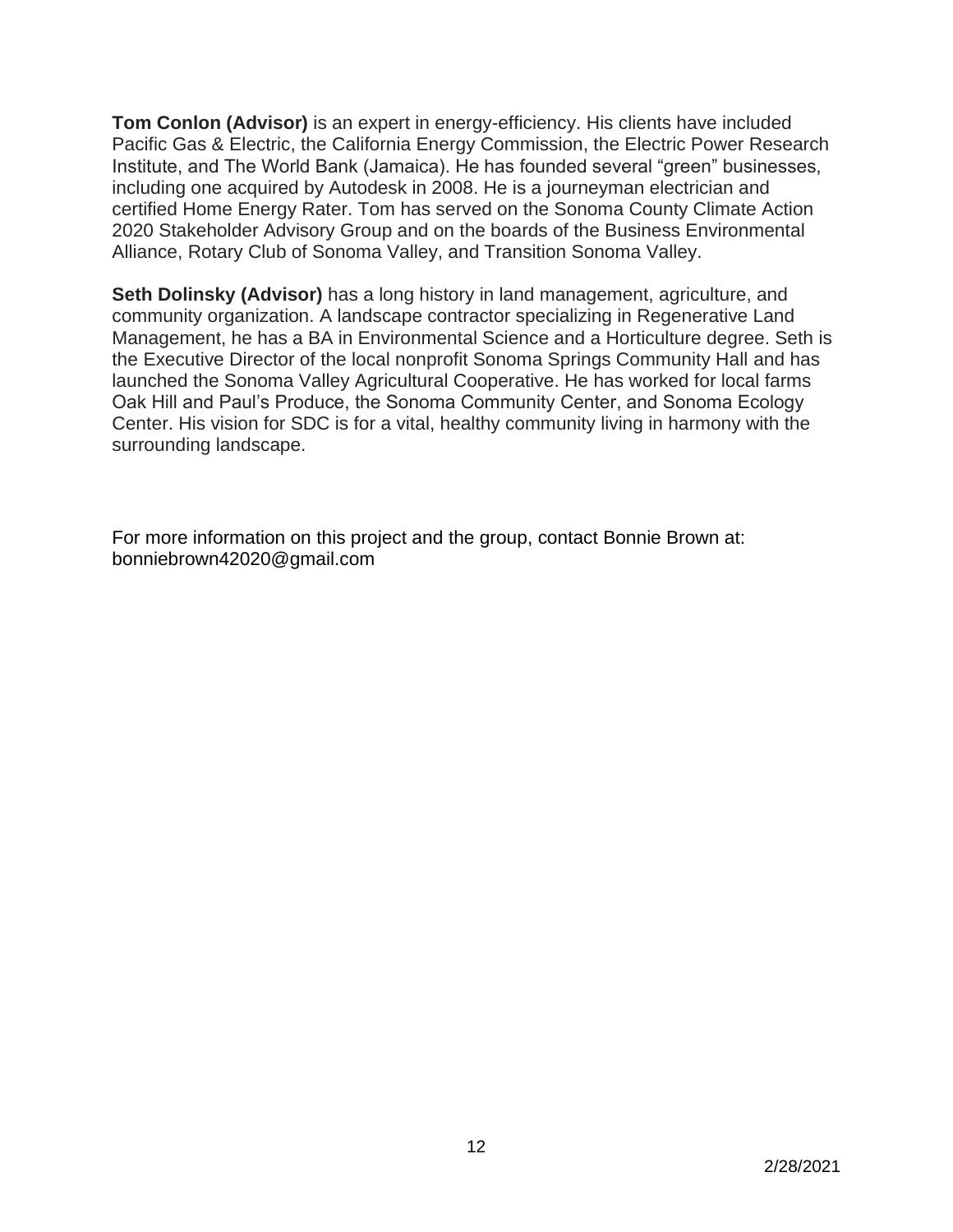**Tom Conlon (Advisor)** is an expert in energy-efficiency. His clients have included Pacific Gas & Electric, the California Energy Commission, the Electric Power Research Institute, and The World Bank (Jamaica). He has founded several "green" businesses, including one acquired by Autodesk in 2008. He is a journeyman electrician and certified Home Energy Rater. Tom has served on the Sonoma County Climate Action 2020 Stakeholder Advisory Group and on the boards of the Business Environmental Alliance, Rotary Club of Sonoma Valley, and Transition Sonoma Valley.

**Seth Dolinsky (Advisor)** has a long history in land management, agriculture, and community organization. A landscape contractor specializing in Regenerative Land Management, he has a BA in Environmental Science and a Horticulture degree. Seth is the Executive Director of the local nonprofit Sonoma Springs Community Hall and has launched the Sonoma Valley Agricultural Cooperative. He has worked for local farms Oak Hill and Paul's Produce, the Sonoma Community Center, and Sonoma Ecology Center. His vision for SDC is for a vital, healthy community living in harmony with the surrounding landscape.

For more information on this project and the group, contact Bonnie Brown at: bonniebrown42020@gmail.com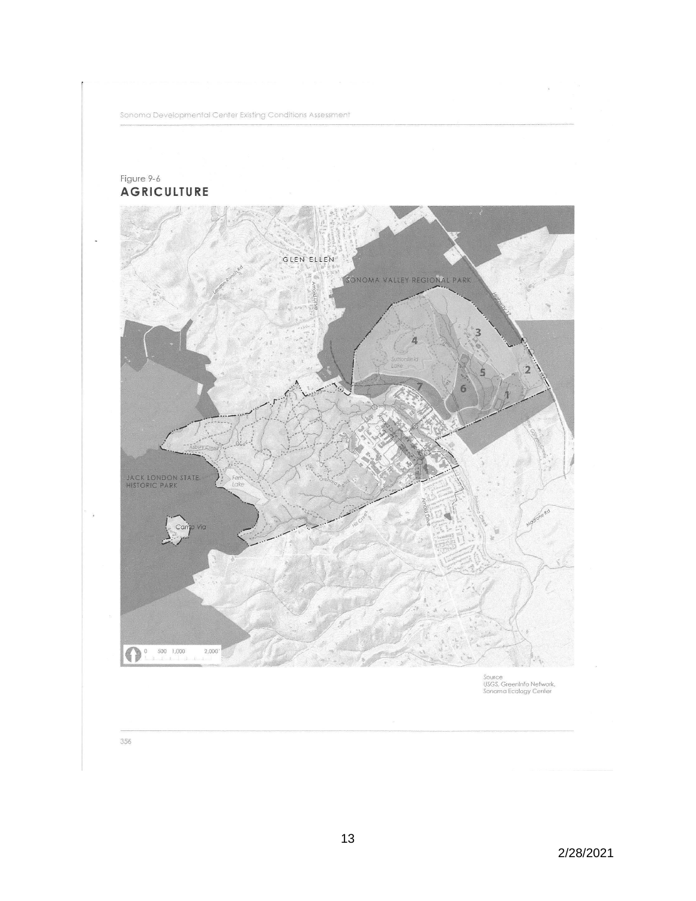Figure 9-6

## AGRICULTURE

GLEN ELLEN

SONOMA VALLEY REGIONAL PARK

JACK LONDON STATE HISTORIC PARK

Suttonfield Lake

Fern Lake

Camp Via

Asbury Creek

Orchard Road

Arnold Drive

Highway 12

Madrone Rd

Sonoma Creek

Hill Creek

1 2 3 4 5 6 7

0 500 1,000 2,000'

Source
USGS, GreenInfo Network,
Sonoma Ecology Center